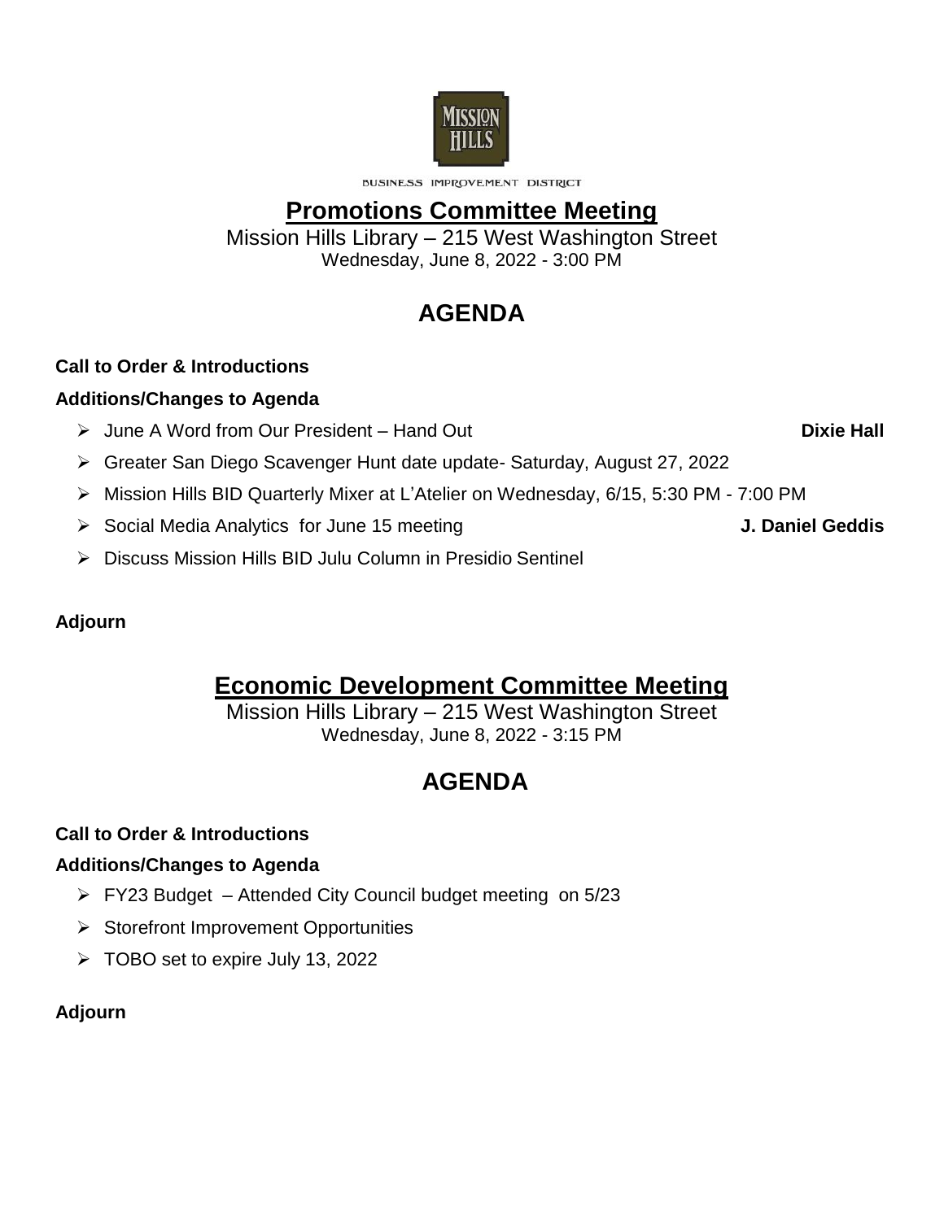MISSION HILLS

BUSINESS IMPROVEMENT DISTRICT

# Promotions Committee Meeting

Mission Hills Library – 215 West Washington Street
Wednesday, June 8, 2022 - 3:00 PM

## AGENDA

**Call to Order & Introductions**

**Additions/Changes to Agenda**

- June A Word from Our President – Hand Out **Dixie Hall**
- Greater San Diego Scavenger Hunt date update- Saturday, August 27, 2022
- Mission Hills BID Quarterly Mixer at L'Atelier on Wednesday, 6/15, 5:30 PM - 7:00 PM
- Social Media Analytics for June 15 meeting **J. Daniel Geddis**
- Discuss Mission Hills BID Julu Column in Presidio Sentinel

**Adjourn**

# Economic Development Committee Meeting

Mission Hills Library – 215 West Washington Street
Wednesday, June 8, 2022 - 3:15 PM

## AGENDA

**Call to Order & Introductions**

**Additions/Changes to Agenda**

- FY23 Budget – Attended City Council budget meeting on 5/23
- Storefront Improvement Opportunities
- TOBO set to expire July 13, 2022

**Adjourn**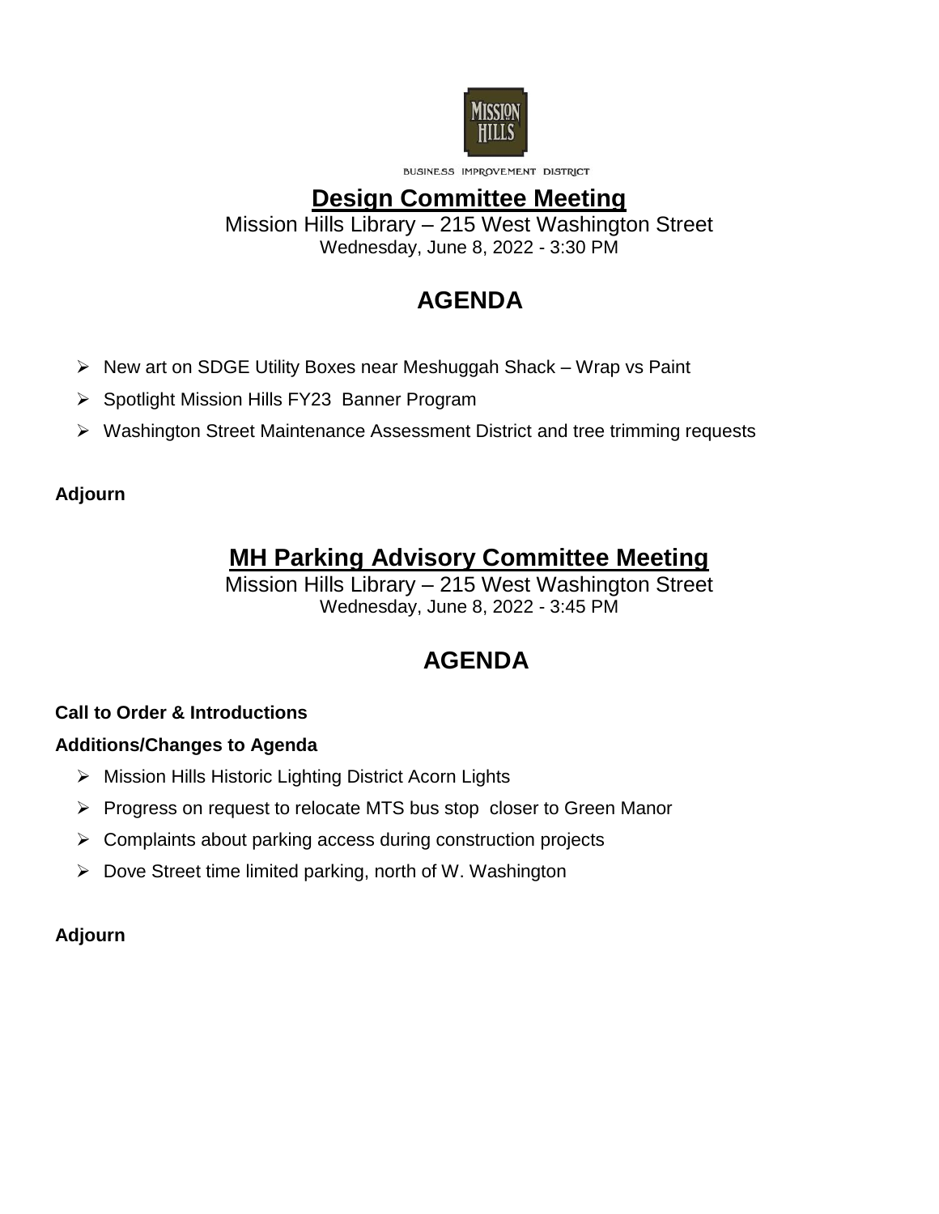MISSION HILLS

BUSINESS IMPROVEMENT DISTRICT

## Design Committee Meeting

Mission Hills Library – 215 West Washington Street

Wednesday, June 8, 2022 - 3:30 PM

## AGENDA

- New art on SDGE Utility Boxes near Meshuggah Shack – Wrap vs Paint
- Spotlight Mission Hills FY23 Banner Program
- Washington Street Maintenance Assessment District and tree trimming requests

**Adjourn**

## MH Parking Advisory Committee Meeting

Mission Hills Library – 215 West Washington Street

Wednesday, June 8, 2022 - 3:45 PM

## AGENDA

**Call to Order & Introductions**

**Additions/Changes to Agenda**

- Mission Hills Historic Lighting District Acorn Lights
- Progress on request to relocate MTS bus stop closer to Green Manor
- Complaints about parking access during construction projects
- Dove Street time limited parking, north of W. Washington

**Adjourn**